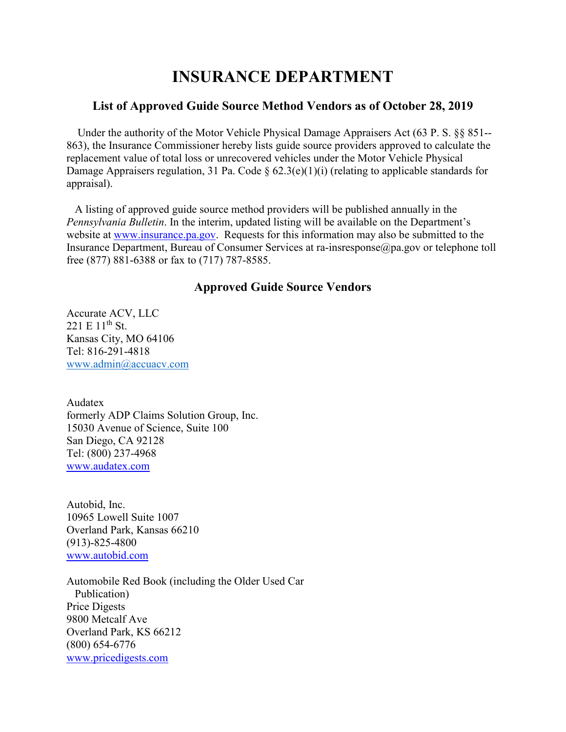# INSURANCE DEPARTMENT

### List of Approved Guide Source Method Vendors as of October 28, 2019

Under the authority of the Motor Vehicle Physical Damage Appraisers Act (63 P. S. §§ 851--863), the Insurance Commissioner hereby lists guide source providers approved to calculate the replacement value of total loss or unrecovered vehicles under the Motor Vehicle Physical Damage Appraisers regulation, 31 Pa. Code § 62.3(e)(1)(i) (relating to applicable standards for appraisal).

A listing of approved guide source method providers will be published annually in the *Pennsylvania Bulletin*. In the interim, updated listing will be available on the Department's website at www.insurance.pa.gov. Requests for this information may also be submitted to the Insurance Department, Bureau of Consumer Services at ra-insresponse@pa.gov or telephone toll free (877) 881-6388 or fax to (717) 787-8585.

### Approved Guide Source Vendors

Accurate ACV, LLC
221 E 11th St.
Kansas City, MO 64106
Tel: 816-291-4818
www.admin@accuacv.com

Audatex
formerly ADP Claims Solution Group, Inc.
15030 Avenue of Science, Suite 100
San Diego, CA 92128
Tel: (800) 237-4968
www.audatex.com

Autobid, Inc.
10965 Lowell Suite 1007
Overland Park, Kansas 66210
(913)-825-4800
www.autobid.com

Automobile Red Book (including the Older Used Car Publication)
Price Digests
9800 Metcalf Ave
Overland Park, KS 66212
(800) 654-6776
www.pricedigests.com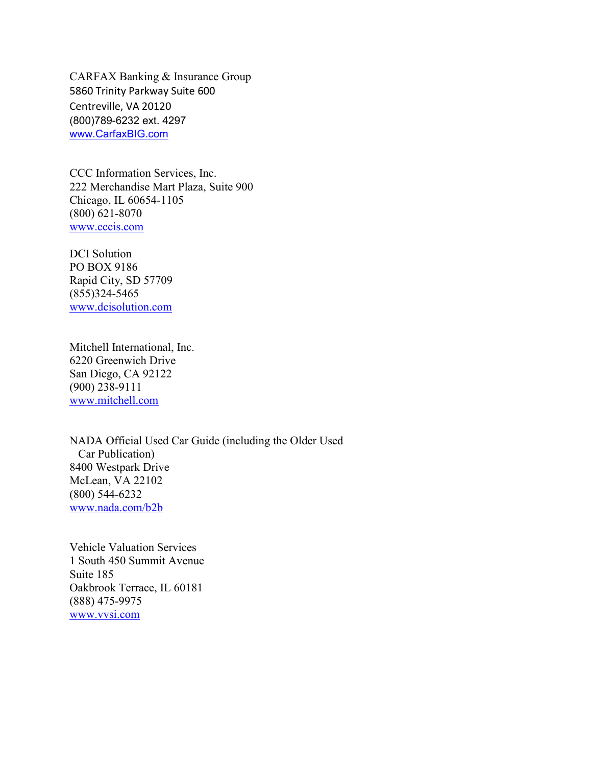CARFAX Banking & Insurance Group
5860 Trinity Parkway Suite 600
Centreville, VA 20120
(800)789-6232 ext. 4297
www.CarfaxBIG.com

CCC Information Services, Inc.
222 Merchandise Mart Plaza, Suite 900
Chicago, IL 60654-1105
(800) 621-8070
www.cccis.com

DCI Solution
PO BOX 9186
Rapid City, SD 57709
(855)324-5465
www.dcisolution.com

Mitchell International, Inc.
6220 Greenwich Drive
San Diego, CA 92122
(900) 238-9111
www.mitchell.com

NADA Official Used Car Guide (including the Older Used Car Publication)
8400 Westpark Drive
McLean, VA 22102
(800) 544-6232
www.nada.com/b2b

Vehicle Valuation Services
1 South 450 Summit Avenue
Suite 185
Oakbrook Terrace, IL 60181
(888) 475-9975
www.vvsi.com